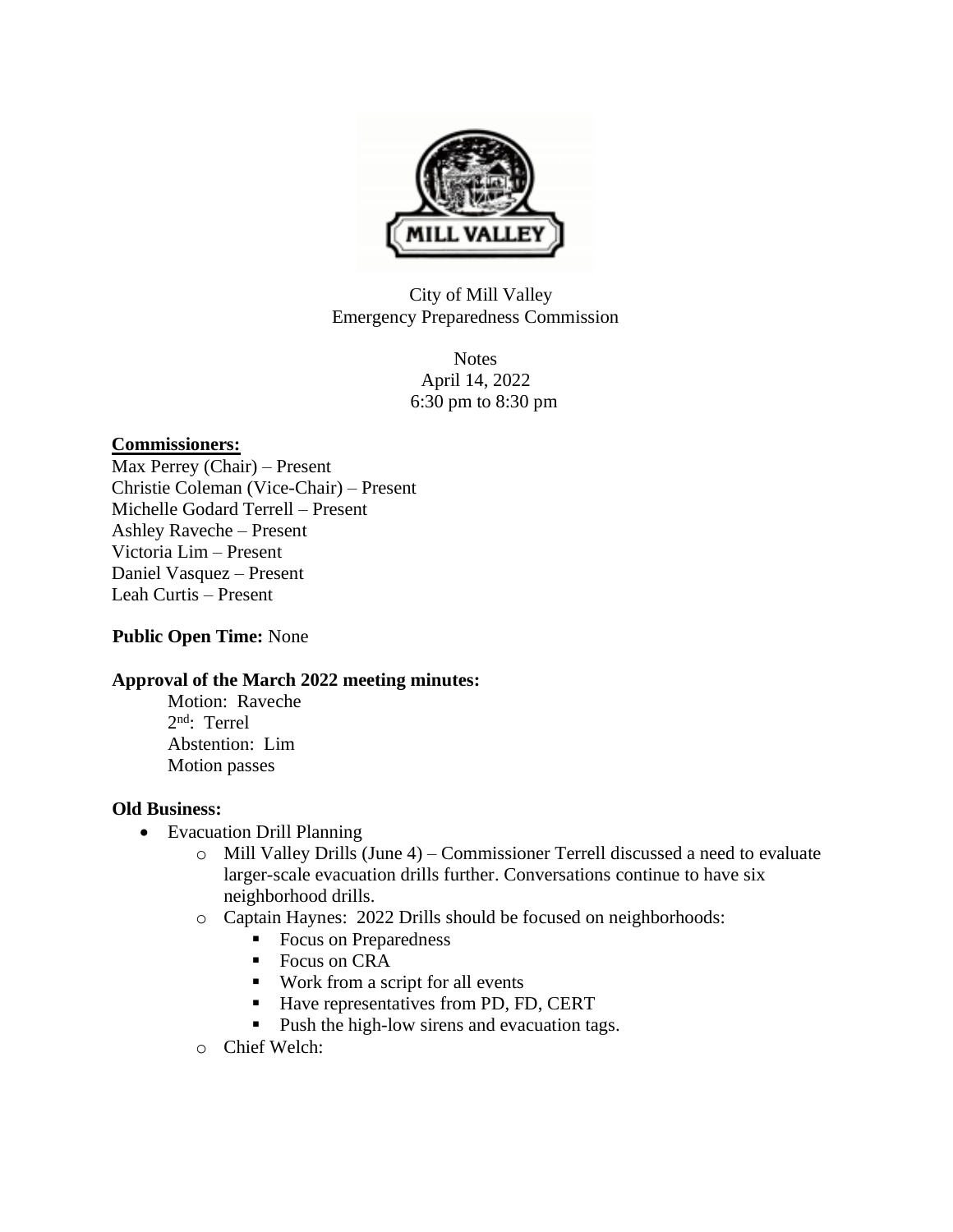City of Mill Valley
Emergency Preparedness Commission

Notes
April 14, 2022
6:30 pm to 8:30 pm

**Commissioners:**

Max Perrey (Chair) – Present
Christie Coleman (Vice-Chair) – Present
Michelle Godard Terrell – Present
Ashley Raveche – Present
Victoria Lim – Present
Daniel Vasquez – Present
Leah Curtis – Present

**Public Open Time:** None

**Approval of the March 2022 meeting minutes:**

Motion: Raveche
2nd: Terrel
Abstention: Lim
Motion passes

**Old Business:**

- Evacuation Drill Planning
  - Mill Valley Drills (June 4) – Commissioner Terrell discussed a need to evaluate larger-scale evacuation drills further. Conversations continue to have six neighborhood drills.
  - Captain Haynes: 2022 Drills should be focused on neighborhoods:
    - Focus on Preparedness
    - Focus on CRA
    - Work from a script for all events
    - Have representatives from PD, FD, CERT
    - Push the high-low sirens and evacuation tags.
  - Chief Welch: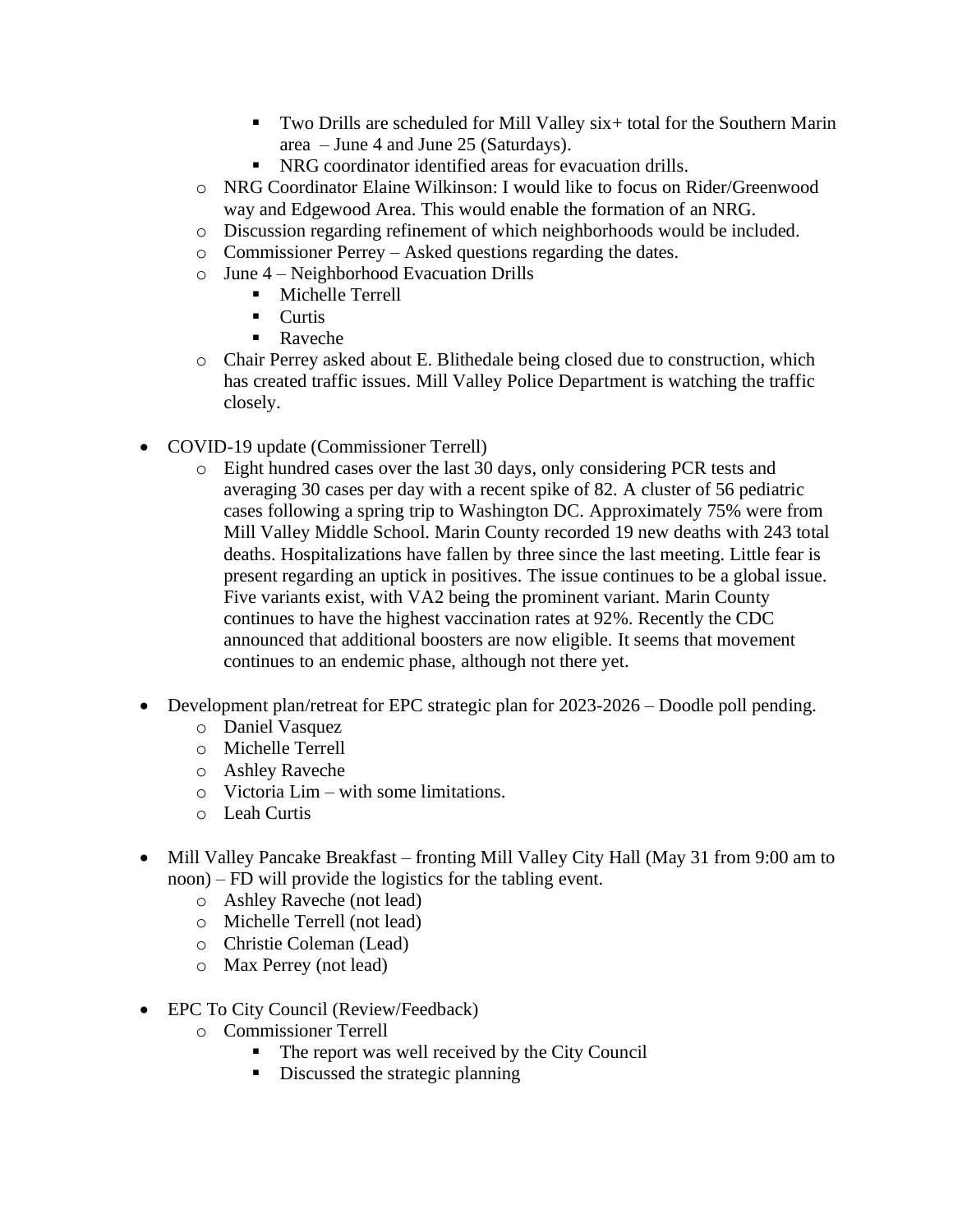- Two Drills are scheduled for Mill Valley six+ total for the Southern Marin area – June 4 and June 25 (Saturdays).
    - NRG coordinator identified areas for evacuation drills.
  - NRG Coordinator Elaine Wilkinson: I would like to focus on Rider/Greenwood way and Edgewood Area. This would enable the formation of an NRG.
  - Discussion regarding refinement of which neighborhoods would be included.
  - Commissioner Perrey – Asked questions regarding the dates.
  - June 4 – Neighborhood Evacuation Drills
    - Michelle Terrell
    - Curtis
    - Raveche
  - Chair Perrey asked about E. Blithedale being closed due to construction, which has created traffic issues. Mill Valley Police Department is watching the traffic closely.

- COVID-19 update (Commissioner Terrell)
  - Eight hundred cases over the last 30 days, only considering PCR tests and averaging 30 cases per day with a recent spike of 82. A cluster of 56 pediatric cases following a spring trip to Washington DC. Approximately 75% were from Mill Valley Middle School. Marin County recorded 19 new deaths with 243 total deaths. Hospitalizations have fallen by three since the last meeting. Little fear is present regarding an uptick in positives. The issue continues to be a global issue. Five variants exist, with VA2 being the prominent variant. Marin County continues to have the highest vaccination rates at 92%. Recently the CDC announced that additional boosters are now eligible. It seems that movement continues to an endemic phase, although not there yet.

- Development plan/retreat for EPC strategic plan for 2023-2026 – Doodle poll pending.
  - Daniel Vasquez
  - Michelle Terrell
  - Ashley Raveche
  - Victoria Lim – with some limitations.
  - Leah Curtis

- Mill Valley Pancake Breakfast – fronting Mill Valley City Hall (May 31 from 9:00 am to noon) – FD will provide the logistics for the tabling event.
  - Ashley Raveche (not lead)
  - Michelle Terrell (not lead)
  - Christie Coleman (Lead)
  - Max Perrey (not lead)

- EPC To City Council (Review/Feedback)
  - Commissioner Terrell
    - The report was well received by the City Council
    - Discussed the strategic planning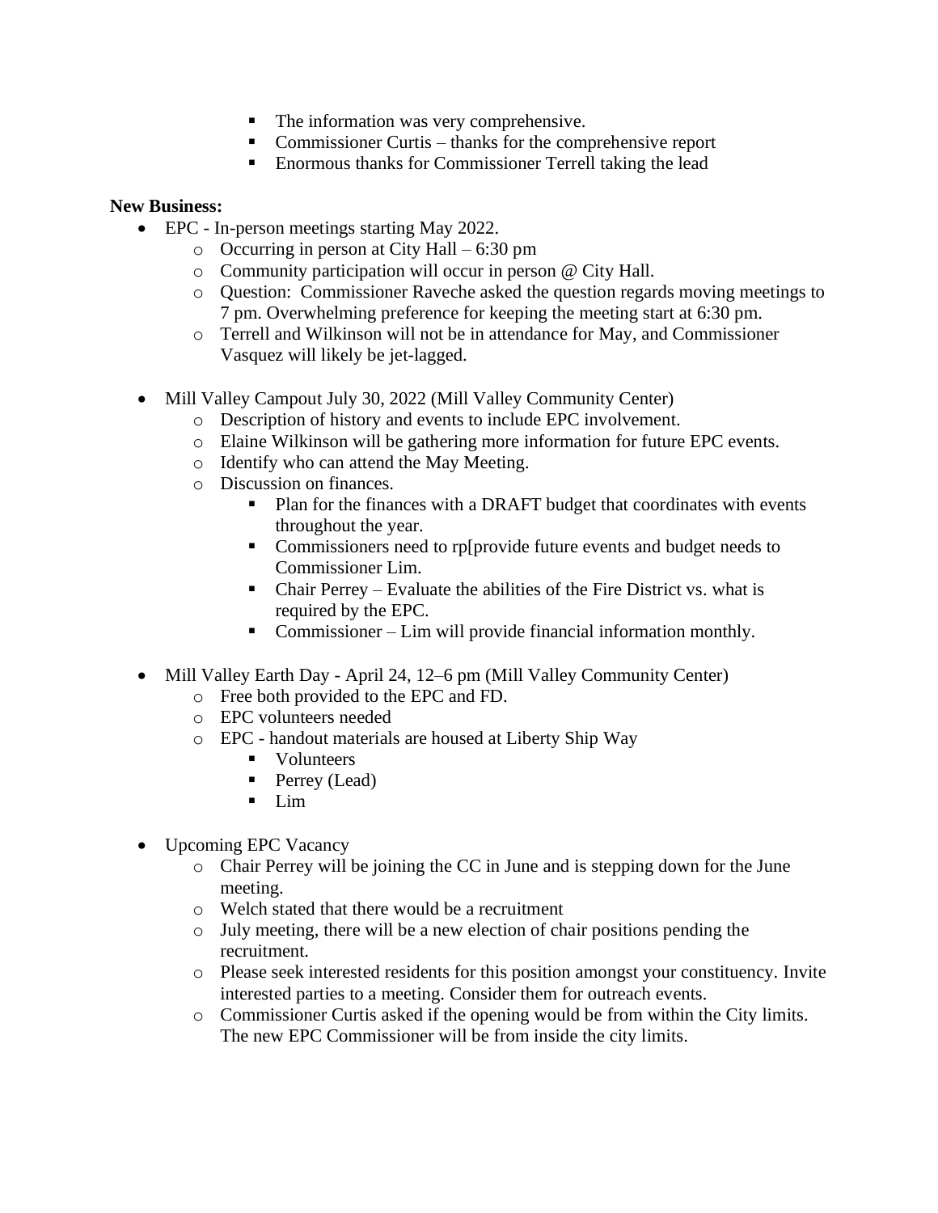- The information was very comprehensive.
        - Commissioner Curtis – thanks for the comprehensive report
        - Enormous thanks for Commissioner Terrell taking the lead

**New Business:**

- EPC - In-person meetings starting May 2022.
    - Occurring in person at City Hall – 6:30 pm
    - Community participation will occur in person @ City Hall.
    - Question: Commissioner Raveche asked the question regards moving meetings to 7 pm. Overwhelming preference for keeping the meeting start at 6:30 pm.
    - Terrell and Wilkinson will not be in attendance for May, and Commissioner Vasquez will likely be jet-lagged.

- Mill Valley Campout July 30, 2022 (Mill Valley Community Center)
    - Description of history and events to include EPC involvement.
    - Elaine Wilkinson will be gathering more information for future EPC events.
    - Identify who can attend the May Meeting.
    - Discussion on finances.
        - Plan for the finances with a DRAFT budget that coordinates with events throughout the year.
        - Commissioners need to rp[provide future events and budget needs to Commissioner Lim.
        - Chair Perrey – Evaluate the abilities of the Fire District vs. what is required by the EPC.
        - Commissioner – Lim will provide financial information monthly.

- Mill Valley Earth Day - April 24, 12–6 pm (Mill Valley Community Center)
    - Free both provided to the EPC and FD.
    - EPC volunteers needed
    - EPC - handout materials are housed at Liberty Ship Way
        - Volunteers
        - Perrey (Lead)
        - Lim

- Upcoming EPC Vacancy
    - Chair Perrey will be joining the CC in June and is stepping down for the June meeting.
    - Welch stated that there would be a recruitment
    - July meeting, there will be a new election of chair positions pending the recruitment.
    - Please seek interested residents for this position amongst your constituency. Invite interested parties to a meeting. Consider them for outreach events.
    - Commissioner Curtis asked if the opening would be from within the City limits. The new EPC Commissioner will be from inside the city limits.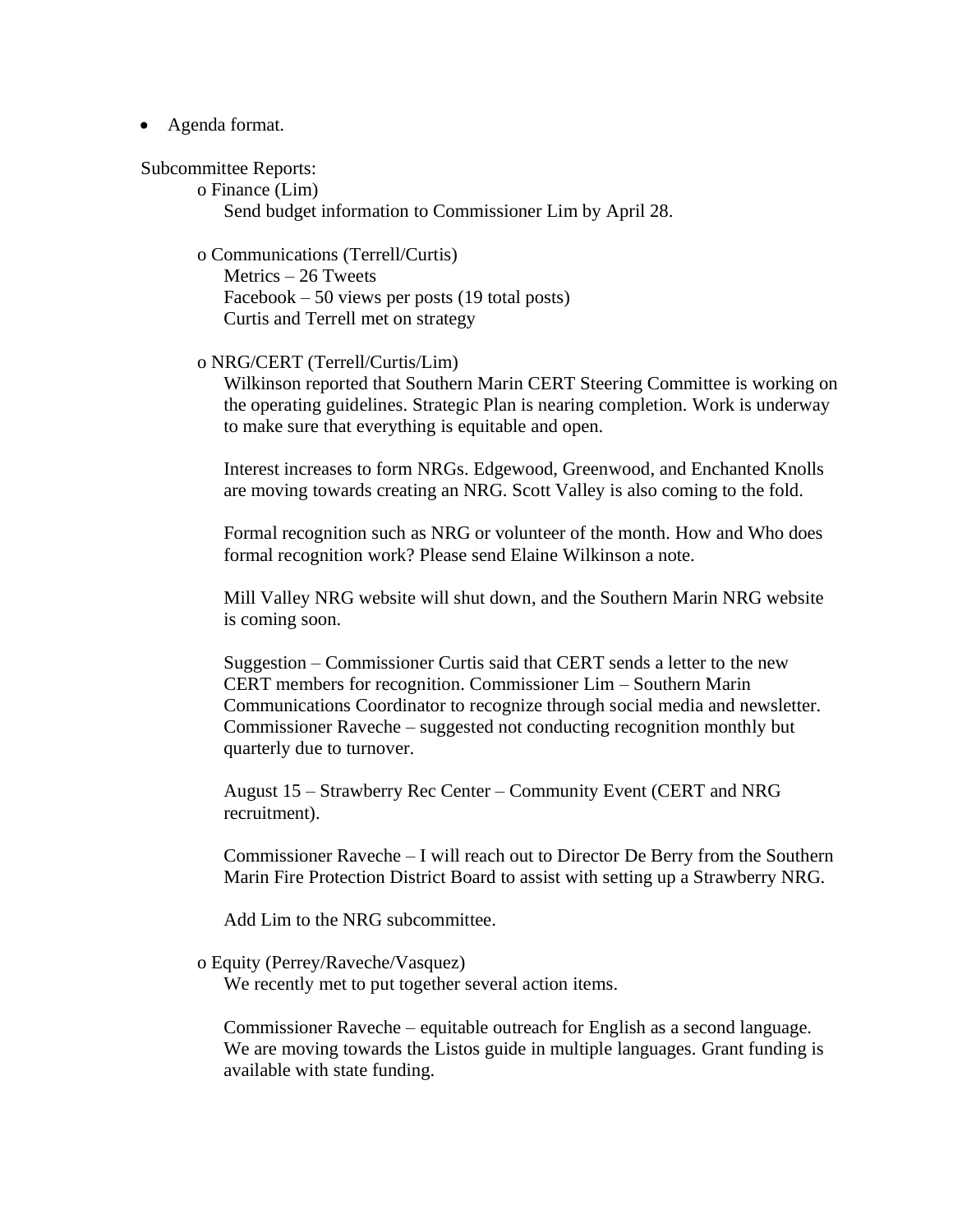- Agenda format.

Subcommittee Reports:

- Finance (Lim)

  Send budget information to Commissioner Lim by April 28.

- Communications (Terrell/Curtis)

  Metrics – 26 Tweets
  Facebook – 50 views per posts (19 total posts)
  Curtis and Terrell met on strategy

- NRG/CERT (Terrell/Curtis/Lim)

  Wilkinson reported that Southern Marin CERT Steering Committee is working on the operating guidelines. Strategic Plan is nearing completion. Work is underway to make sure that everything is equitable and open.

  Interest increases to form NRGs. Edgewood, Greenwood, and Enchanted Knolls are moving towards creating an NRG. Scott Valley is also coming to the fold.

  Formal recognition such as NRG or volunteer of the month. How and Who does formal recognition work? Please send Elaine Wilkinson a note.

  Mill Valley NRG website will shut down, and the Southern Marin NRG website is coming soon.

  Suggestion – Commissioner Curtis said that CERT sends a letter to the new CERT members for recognition. Commissioner Lim – Southern Marin Communications Coordinator to recognize through social media and newsletter. Commissioner Raveche – suggested not conducting recognition monthly but quarterly due to turnover.

  August 15 – Strawberry Rec Center – Community Event (CERT and NRG recruitment).

  Commissioner Raveche – I will reach out to Director De Berry from the Southern Marin Fire Protection District Board to assist with setting up a Strawberry NRG.

  Add Lim to the NRG subcommittee.

- Equity (Perrey/Raveche/Vasquez)

  We recently met to put together several action items.

  Commissioner Raveche – equitable outreach for English as a second language. We are moving towards the Listos guide in multiple languages. Grant funding is available with state funding.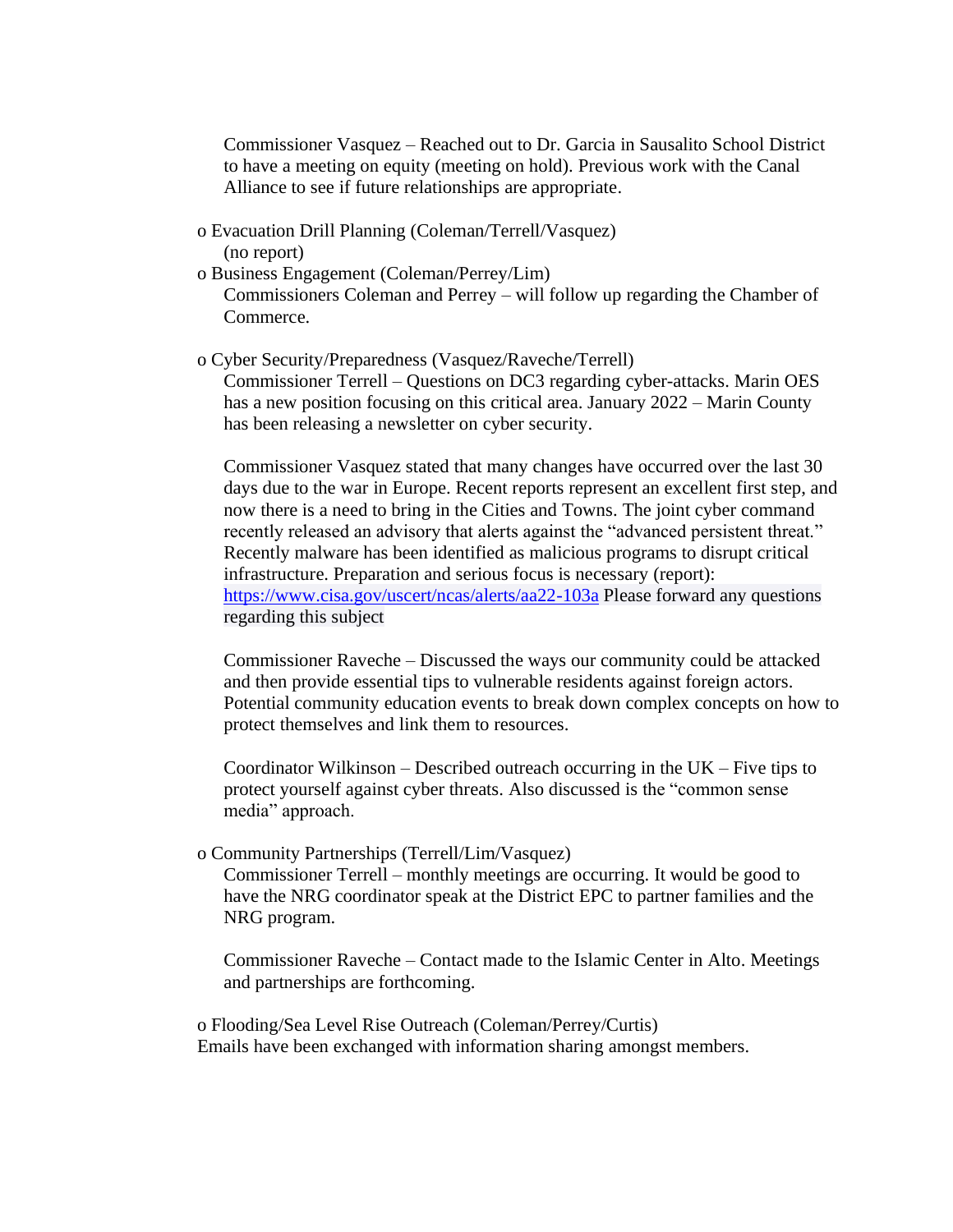Commissioner Vasquez – Reached out to Dr. Garcia in Sausalito School District to have a meeting on equity (meeting on hold). Previous work with the Canal Alliance to see if future relationships are appropriate.

- Evacuation Drill Planning (Coleman/Terrell/Vasquez)
  (no report)
- Business Engagement (Coleman/Perrey/Lim)
  Commissioners Coleman and Perrey – will follow up regarding the Chamber of Commerce.
- Cyber Security/Preparedness (Vasquez/Raveche/Terrell)
  Commissioner Terrell – Questions on DC3 regarding cyber-attacks. Marin OES has a new position focusing on this critical area. January 2022 – Marin County has been releasing a newsletter on cyber security.

  Commissioner Vasquez stated that many changes have occurred over the last 30 days due to the war in Europe. Recent reports represent an excellent first step, and now there is a need to bring in the Cities and Towns. The joint cyber command recently released an advisory that alerts against the "advanced persistent threat." Recently malware has been identified as malicious programs to disrupt critical infrastructure. Preparation and serious focus is necessary (report): [https://www.cisa.gov/uscert/ncas/alerts/aa22-103a](https://www.cisa.gov/uscert/ncas/alerts/aa22-103a) Please forward any questions regarding this subject

  Commissioner Raveche – Discussed the ways our community could be attacked and then provide essential tips to vulnerable residents against foreign actors. Potential community education events to break down complex concepts on how to protect themselves and link them to resources.

  Coordinator Wilkinson – Described outreach occurring in the UK – Five tips to protect yourself against cyber threats. Also discussed is the "common sense media" approach.
- Community Partnerships (Terrell/Lim/Vasquez)
  Commissioner Terrell – monthly meetings are occurring. It would be good to have the NRG coordinator speak at the District EPC to partner families and the NRG program.

  Commissioner Raveche – Contact made to the Islamic Center in Alto. Meetings and partnerships are forthcoming.
- Flooding/Sea Level Rise Outreach (Coleman/Perrey/Curtis)
  Emails have been exchanged with information sharing amongst members.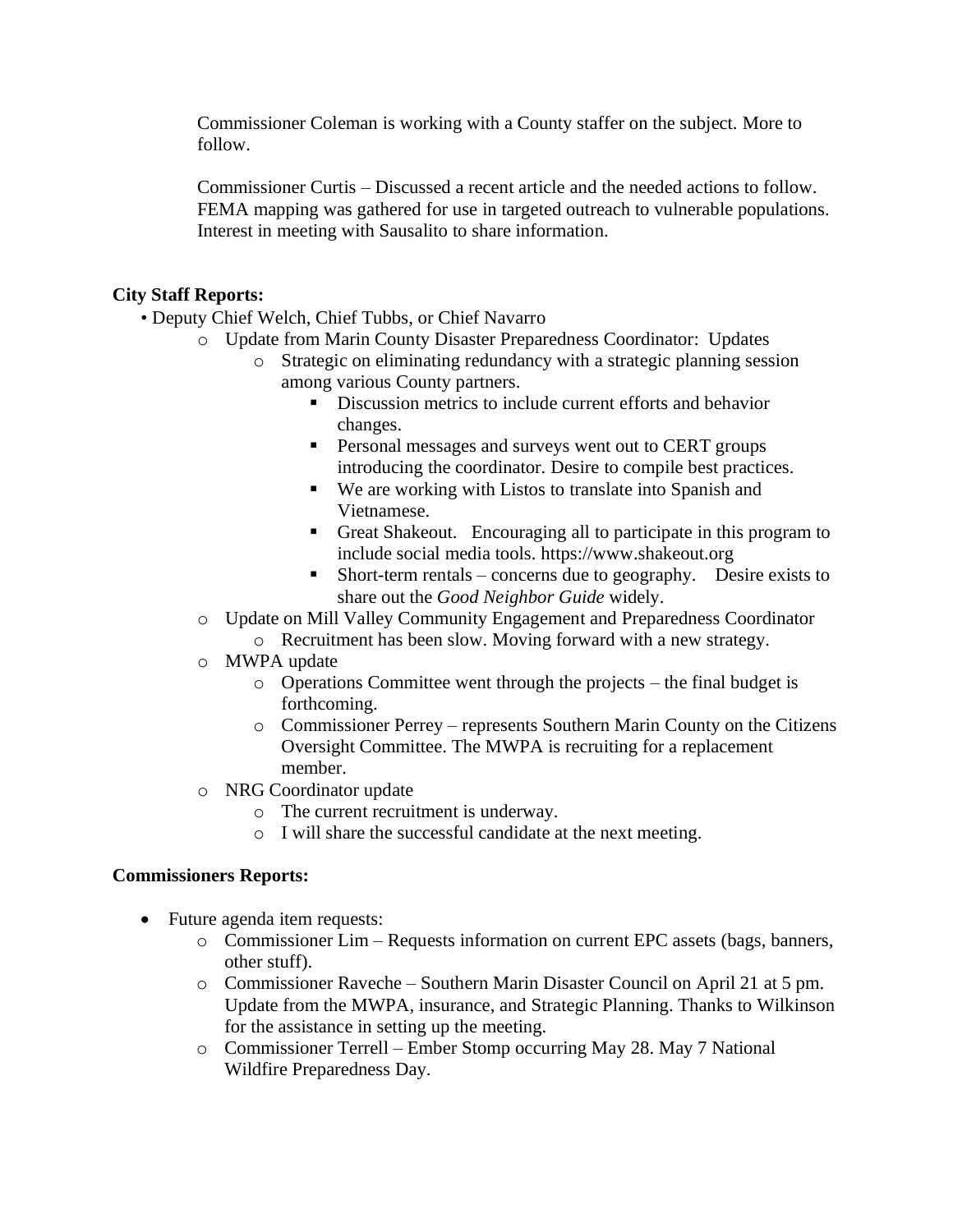Commissioner Coleman is working with a County staffer on the subject. More to follow.

Commissioner Curtis – Discussed a recent article and the needed actions to follow. FEMA mapping was gathered for use in targeted outreach to vulnerable populations. Interest in meeting with Sausalito to share information.

**City Staff Reports:**

- Deputy Chief Welch, Chief Tubbs, or Chief Navarro
  - Update from Marin County Disaster Preparedness Coordinator: Updates
    - Strategic on eliminating redundancy with a strategic planning session among various County partners.
      - Discussion metrics to include current efforts and behavior changes.
      - Personal messages and surveys went out to CERT groups introducing the coordinator. Desire to compile best practices.
      - We are working with Listos to translate into Spanish and Vietnamese.
      - Great Shakeout. Encouraging all to participate in this program to include social media tools. https://www.shakeout.org
      - Short-term rentals – concerns due to geography. Desire exists to share out the *Good Neighbor Guide* widely.
  - Update on Mill Valley Community Engagement and Preparedness Coordinator
    - Recruitment has been slow. Moving forward with a new strategy.
  - MWPA update
    - Operations Committee went through the projects – the final budget is forthcoming.
    - Commissioner Perrey – represents Southern Marin County on the Citizens Oversight Committee. The MWPA is recruiting for a replacement member.
  - NRG Coordinator update
    - The current recruitment is underway.
    - I will share the successful candidate at the next meeting.

**Commissioners Reports:**

- Future agenda item requests:
  - Commissioner Lim – Requests information on current EPC assets (bags, banners, other stuff).
  - Commissioner Raveche – Southern Marin Disaster Council on April 21 at 5 pm. Update from the MWPA, insurance, and Strategic Planning. Thanks to Wilkinson for the assistance in setting up the meeting.
  - Commissioner Terrell – Ember Stomp occurring May 28. May 7 National Wildfire Preparedness Day.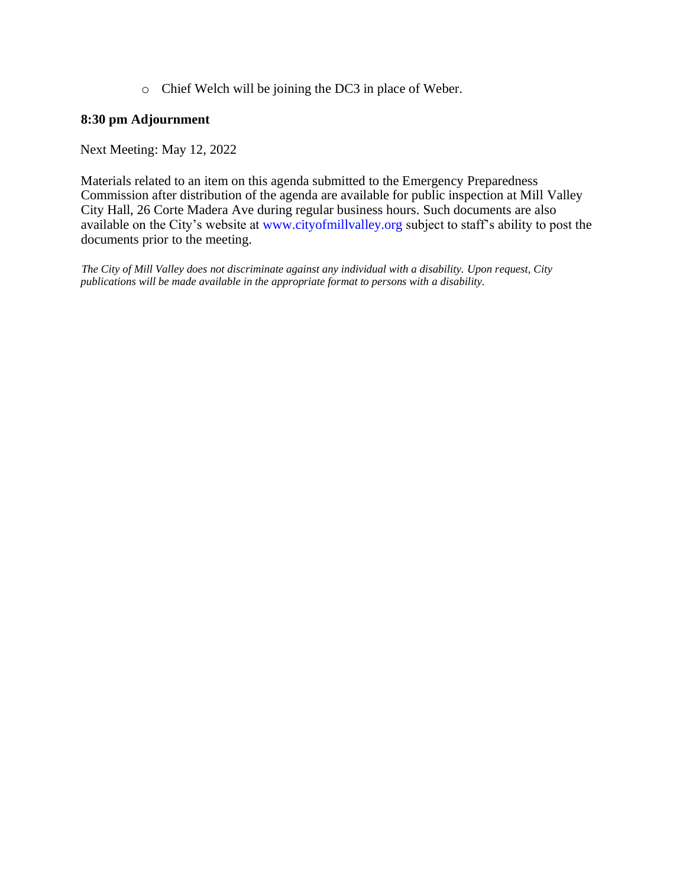- Chief Welch will be joining the DC3 in place of Weber.

**8:30 pm Adjournment**

Next Meeting: May 12, 2022

Materials related to an item on this agenda submitted to the Emergency Preparedness Commission after distribution of the agenda are available for public inspection at Mill Valley City Hall, 26 Corte Madera Ave during regular business hours. Such documents are also available on the City's website at www.cityofmillvalley.org subject to staff's ability to post the documents prior to the meeting.

*The City of Mill Valley does not discriminate against any individual with a disability. Upon request, City publications will be made available in the appropriate format to persons with a disability.*